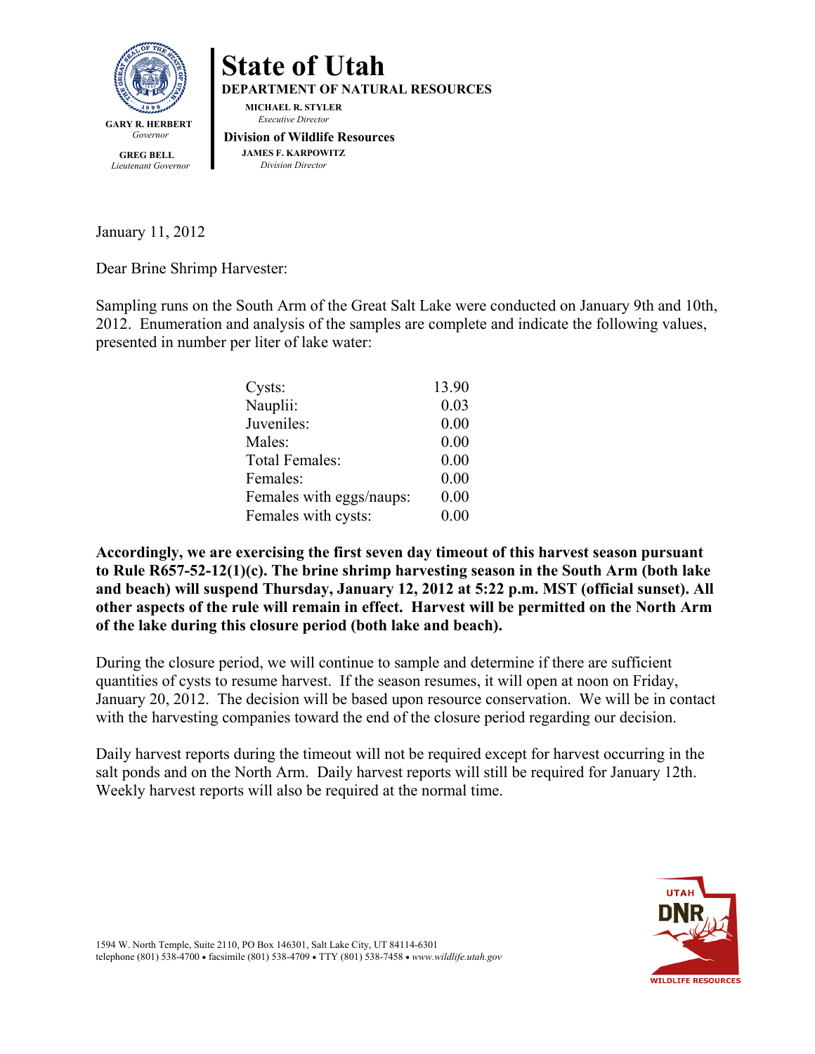**GARY R. HERBERT**
*Governor*

**GREG BELL**
*Lieutenant Governor*

# State of Utah

**DEPARTMENT OF NATURAL RESOURCES**

**MICHAEL R. STYLER**
*Executive Director*

**Division of Wildlife Resources**

**JAMES F. KARPOWITZ**
*Division Director*

January 11, 2012

Dear Brine Shrimp Harvester:

Sampling runs on the South Arm of the Great Salt Lake were conducted on January 9th and 10th, 2012. Enumeration and analysis of the samples are complete and indicate the following values, presented in number per liter of lake water:

| | |
|---|---|
| Cysts: | 13.90 |
| Nauplii: | 0.03 |
| Juveniles: | 0.00 |
| Males: | 0.00 |
| Total Females: | 0.00 |
| Females: | 0.00 |
| Females with eggs/naups: | 0.00 |
| Females with cysts: | 0.00 |

**Accordingly, we are exercising the first seven day timeout of this harvest season pursuant to Rule R657-52-12(1)(c). The brine shrimp harvesting season in the South Arm (both lake and beach) will suspend Thursday, January 12, 2012 at 5:22 p.m. MST (official sunset). All other aspects of the rule will remain in effect. Harvest will be permitted on the North Arm of the lake during this closure period (both lake and beach).**

During the closure period, we will continue to sample and determine if there are sufficient quantities of cysts to resume harvest. If the season resumes, it will open at noon on Friday, January 20, 2012. The decision will be based upon resource conservation. We will be in contact with the harvesting companies toward the end of the closure period regarding our decision.

Daily harvest reports during the timeout will not be required except for harvest occurring in the salt ponds and on the North Arm. Daily harvest reports will still be required for January 12th. Weekly harvest reports will also be required at the normal time.

1594 W. North Temple, Suite 2110, PO Box 146301, Salt Lake City, UT 84114-6301
telephone (801) 538-4700 • facsimile (801) 538-4709 • TTY (801) 538-7458 • *www.wildlife.utah.gov*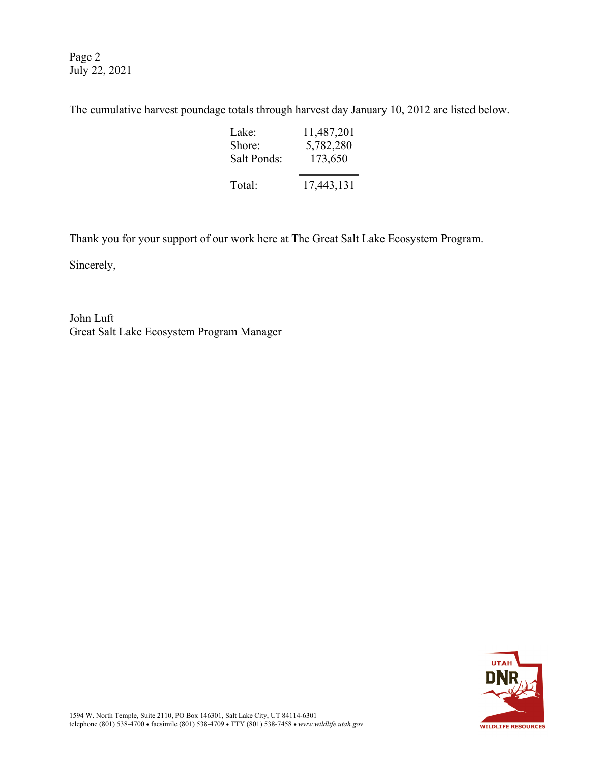Page 2
July 22, 2021

The cumulative harvest poundage totals through harvest day January 10, 2012 are listed below.

| | |
|---|---|
| Lake: | 11,487,201 |
| Shore: | 5,782,280 |
| Salt Ponds: | 173,650 |
| Total: | 17,443,131 |

Thank you for your support of our work here at The Great Salt Lake Ecosystem Program.

Sincerely,

John Luft
Great Salt Lake Ecosystem Program Manager

1594 W. North Temple, Suite 2110, PO Box 146301, Salt Lake City, UT 84114-6301
telephone (801) 538-4700 • facsimile (801) 538-4709 • TTY (801) 538-7458 • *www.wildlife.utah.gov*

UTAH DNR WILDLIFE RESOURCES